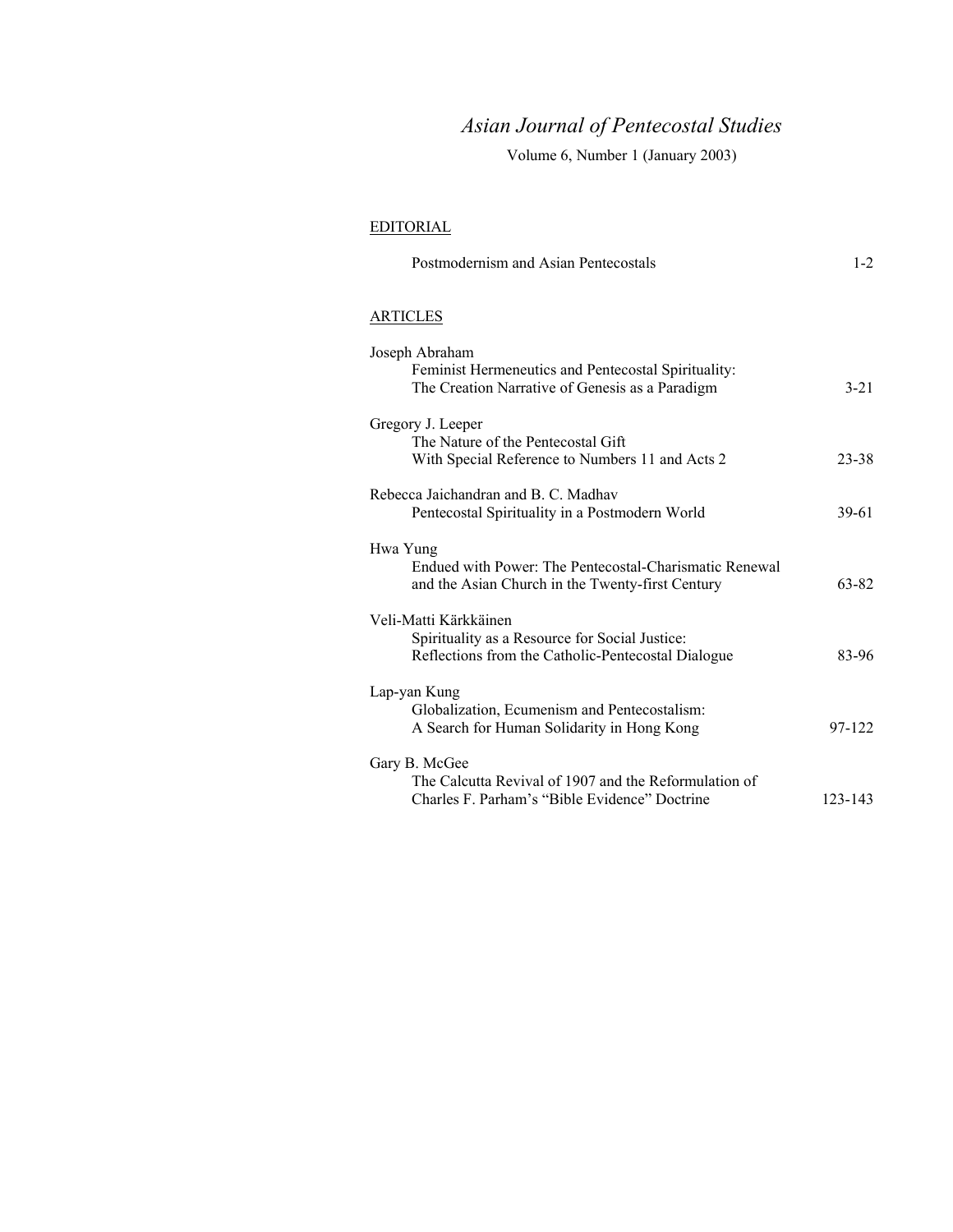# *Asian Journal of Pentecostal Studies*

Volume 6, Number 1 (January 2003)

## EDITORIAL

| | |
|---|---|
| Postmodernism and Asian Pentecostals | 1-2 |

## ARTICLES

| | |
|---|---|
| Joseph Abraham<br>Feminist Hermeneutics and Pentecostal Spirituality:<br>The Creation Narrative of Genesis as a Paradigm | 3-21 |
| Gregory J. Leeper<br>The Nature of the Pentecostal Gift<br>With Special Reference to Numbers 11 and Acts 2 | 23-38 |
| Rebecca Jaichandran and B. C. Madhav<br>Pentecostal Spirituality in a Postmodern World | 39-61 |
| Hwa Yung<br>Endued with Power: The Pentecostal-Charismatic Renewal<br>and the Asian Church in the Twenty-first Century | 63-82 |
| Veli-Matti Kärkkäinen<br>Spirituality as a Resource for Social Justice:<br>Reflections from the Catholic-Pentecostal Dialogue | 83-96 |
| Lap-yan Kung<br>Globalization, Ecumenism and Pentecostalism:<br>A Search for Human Solidarity in Hong Kong | 97-122 |
| Gary B. McGee<br>The Calcutta Revival of 1907 and the Reformulation of<br>Charles F. Parham's "Bible Evidence" Doctrine | 123-143 |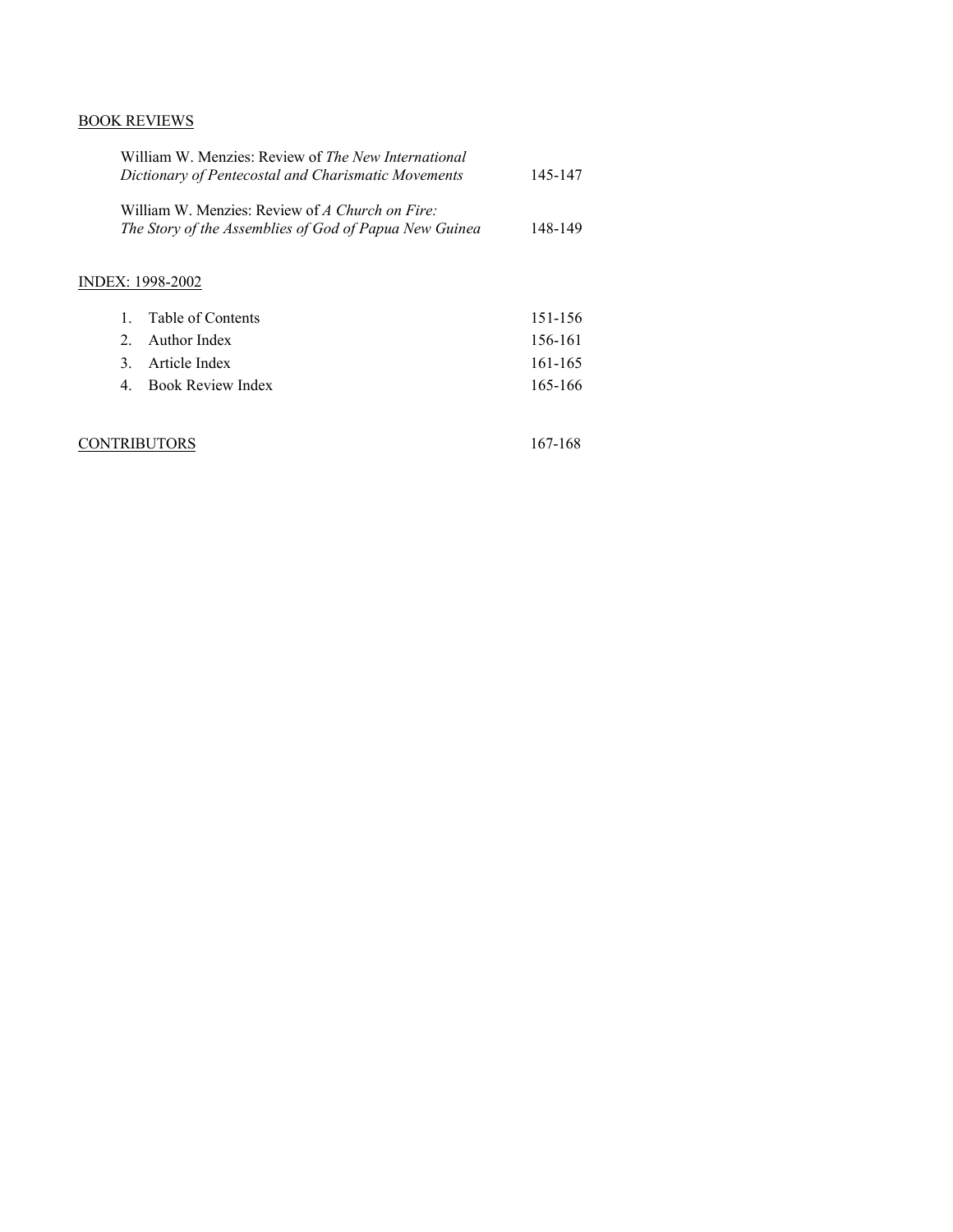BOOK REVIEWS

| | |
|---|---|
| William W. Menzies: Review of *The New International Dictionary of Pentecostal and Charismatic Movements* | 145-147 |
| William W. Menzies: Review of *A Church on Fire: The Story of the Assemblies of God of Papua New Guinea* | 148-149 |

INDEX: 1998-2002

| | | |
|---|---|---|
| 1. | Table of Contents | 151-156 |
| 2. | Author Index | 156-161 |
| 3. | Article Index | 161-165 |
| 4. | Book Review Index | 165-166 |

CONTRIBUTORS 167-168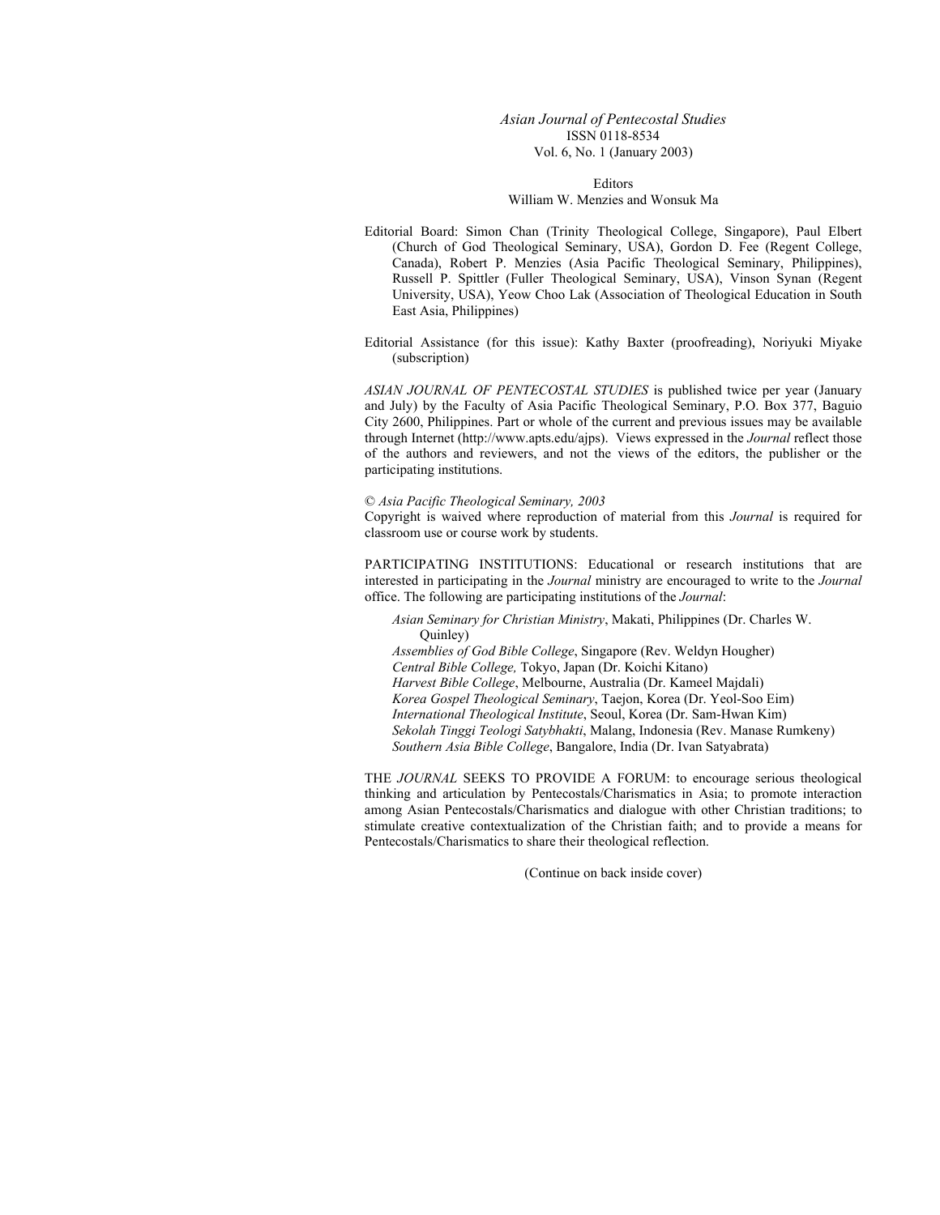*Asian Journal of Pentecostal Studies*
ISSN 0118-8534
Vol. 6, No. 1 (January 2003)

Editors
William W. Menzies and Wonsuk Ma

Editorial Board: Simon Chan (Trinity Theological College, Singapore), Paul Elbert (Church of God Theological Seminary, USA), Gordon D. Fee (Regent College, Canada), Robert P. Menzies (Asia Pacific Theological Seminary, Philippines), Russell P. Spittler (Fuller Theological Seminary, USA), Vinson Synan (Regent University, USA), Yeow Choo Lak (Association of Theological Education in South East Asia, Philippines)

Editorial Assistance (for this issue): Kathy Baxter (proofreading), Noriyuki Miyake (subscription)

*ASIAN JOURNAL OF PENTECOSTAL STUDIES* is published twice per year (January and July) by the Faculty of Asia Pacific Theological Seminary, P.O. Box 377, Baguio City 2600, Philippines. Part or whole of the current and previous issues may be available through Internet (http://www.apts.edu/ajps). Views expressed in the *Journal* reflect those of the authors and reviewers, and not the views of the editors, the publisher or the participating institutions.

© *Asia Pacific Theological Seminary, 2003*
Copyright is waived where reproduction of material from this *Journal* is required for classroom use or course work by students.

PARTICIPATING INSTITUTIONS: Educational or research institutions that are interested in participating in the *Journal* ministry are encouraged to write to the *Journal* office. The following are participating institutions of the *Journal*:

*Asian Seminary for Christian Ministry*, Makati, Philippines (Dr. Charles W. Quinley)
*Assemblies of God Bible College*, Singapore (Rev. Weldyn Hougher)
*Central Bible College,* Tokyo, Japan (Dr. Koichi Kitano)
*Harvest Bible College*, Melbourne, Australia (Dr. Kameel Majdali)
*Korea Gospel Theological Seminary*, Taejon, Korea (Dr. Yeol-Soo Eim)
*International Theological Institute*, Seoul, Korea (Dr. Sam-Hwan Kim)
*Sekolah Tinggi Teologi Satybhakti*, Malang, Indonesia (Rev. Manase Rumkeny)
*Southern Asia Bible College*, Bangalore, India (Dr. Ivan Satyabrata)

THE *JOURNAL* SEEKS TO PROVIDE A FORUM: to encourage serious theological thinking and articulation by Pentecostals/Charismatics in Asia; to promote interaction among Asian Pentecostals/Charismatics and dialogue with other Christian traditions; to stimulate creative contextualization of the Christian faith; and to provide a means for Pentecostals/Charismatics to share their theological reflection.

(Continue on back inside cover)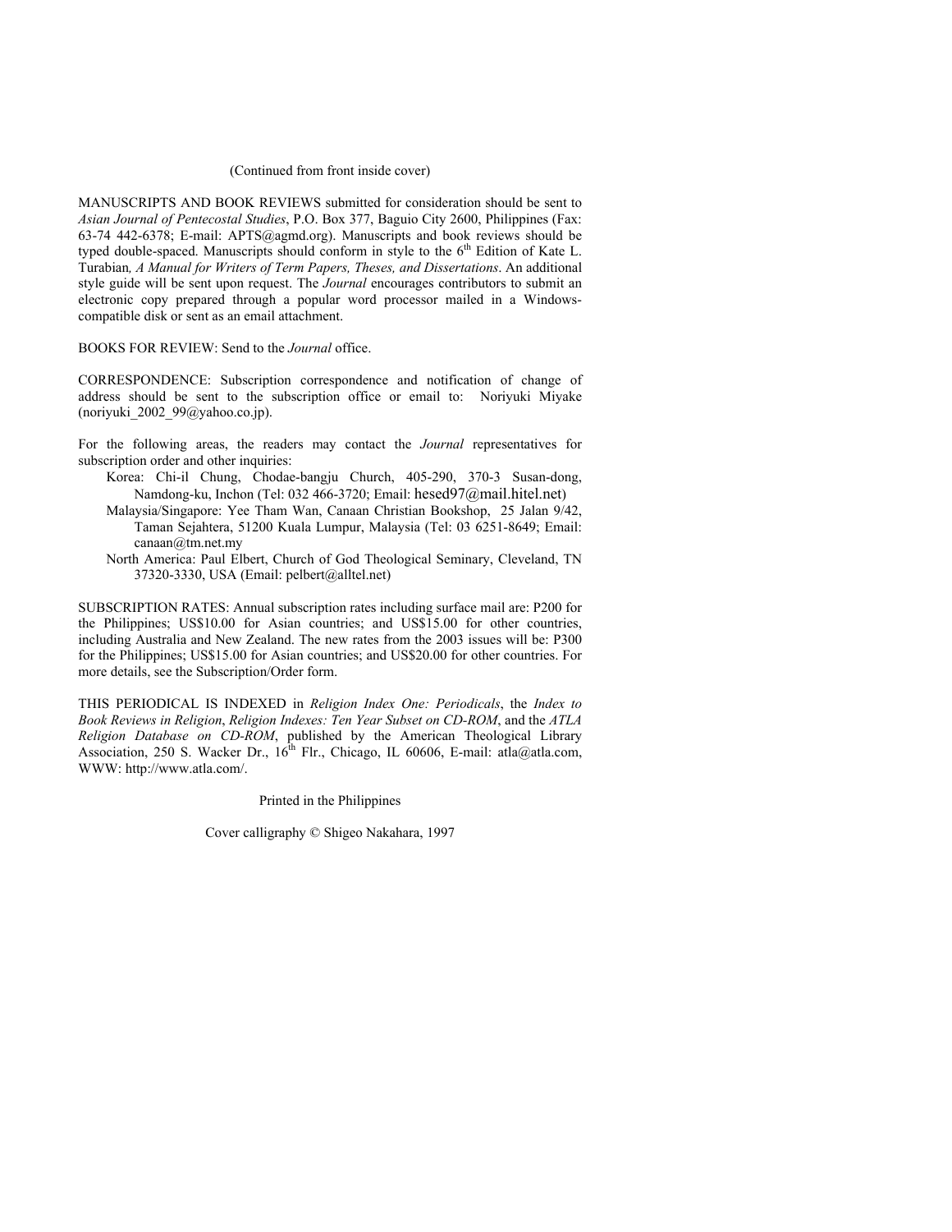(Continued from front inside cover)

MANUSCRIPTS AND BOOK REVIEWS submitted for consideration should be sent to *Asian Journal of Pentecostal Studies*, P.O. Box 377, Baguio City 2600, Philippines (Fax: 63-74 442-6378; E-mail: APTS@agmd.org). Manuscripts and book reviews should be typed double-spaced. Manuscripts should conform in style to the 6th Edition of Kate L. Turabian*, A Manual for Writers of Term Papers, Theses, and Dissertations*. An additional style guide will be sent upon request. The *Journal* encourages contributors to submit an electronic copy prepared through a popular word processor mailed in a Windows-compatible disk or sent as an email attachment.

BOOKS FOR REVIEW: Send to the *Journal* office.

CORRESPONDENCE: Subscription correspondence and notification of change of address should be sent to the subscription office or email to: Noriyuki Miyake (noriyuki_2002_99@yahoo.co.jp).

For the following areas, the readers may contact the *Journal* representatives for subscription order and other inquiries:

- Korea: Chi-il Chung, Chodae-bangju Church, 405-290, 370-3 Susan-dong, Namdong-ku, Inchon (Tel: 032 466-3720; Email: hesed97@mail.hitel.net)
- Malaysia/Singapore: Yee Tham Wan, Canaan Christian Bookshop, 25 Jalan 9/42, Taman Sejahtera, 51200 Kuala Lumpur, Malaysia (Tel: 03 6251-8649; Email: canaan@tm.net.my
- North America: Paul Elbert, Church of God Theological Seminary, Cleveland, TN 37320-3330, USA (Email: pelbert@alltel.net)

SUBSCRIPTION RATES: Annual subscription rates including surface mail are: P200 for the Philippines; US$10.00 for Asian countries; and US$15.00 for other countries, including Australia and New Zealand. The new rates from the 2003 issues will be: P300 for the Philippines; US$15.00 for Asian countries; and US$20.00 for other countries. For more details, see the Subscription/Order form.

THIS PERIODICAL IS INDEXED in *Religion Index One: Periodicals*, the *Index to Book Reviews in Religion*, *Religion Indexes: Ten Year Subset on CD-ROM*, and the *ATLA Religion Database on CD-ROM*, published by the American Theological Library Association, 250 S. Wacker Dr., 16th Flr., Chicago, IL 60606, E-mail: atla@atla.com, WWW: http://www.atla.com/.

Printed in the Philippines

Cover calligraphy © Shigeo Nakahara, 1997